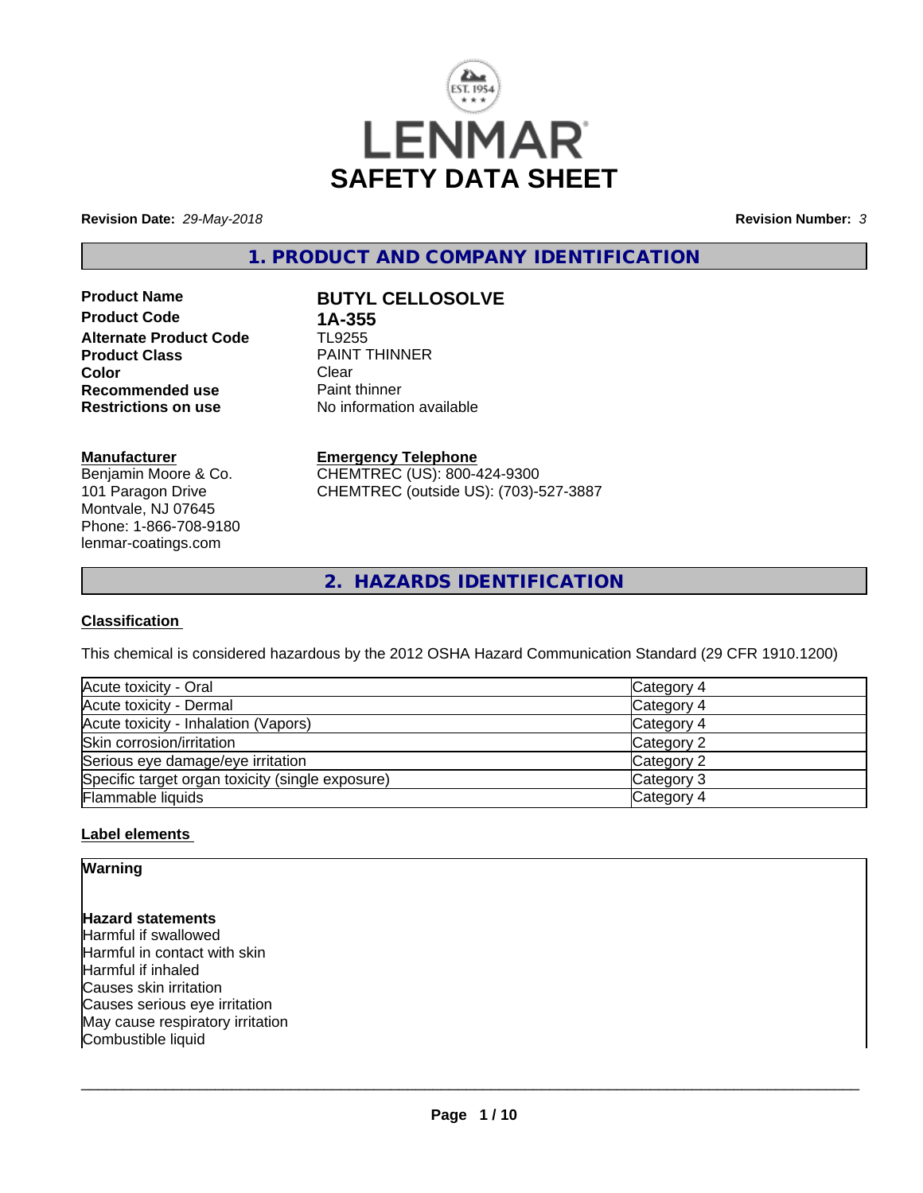# SAFETY DATA SHEET

**Revision Date:** *29-May-2018* **Revision Number:** *3*

## 1. PRODUCT AND COMPANY IDENTIFICATION

| | |
|---|---|
| **Product Name** | **BUTYL CELLOSOLVE** |
| **Product Code** | **1A-355** |
| **Alternate Product Code** | TL9255 |
| **Product Class** | PAINT THINNER |
| **Color** | Clear |
| **Recommended use** | Paint thinner |
| **Restrictions on use** | No information available |

**Manufacturer**
Benjamin Moore & Co.
101 Paragon Drive
Montvale, NJ 07645
Phone: 1-866-708-9180
lenmar-coatings.com

**Emergency Telephone**
CHEMTREC (US): 800-424-9300
CHEMTREC (outside US): (703)-527-3887

## 2. HAZARDS IDENTIFICATION

### Classification

This chemical is considered hazardous by the 2012 OSHA Hazard Communication Standard (29 CFR 1910.1200)

| | |
|---|---|
| Acute toxicity - Oral | Category 4 |
| Acute toxicity - Dermal | Category 4 |
| Acute toxicity - Inhalation (Vapors) | Category 4 |
| Skin corrosion/irritation | Category 2 |
| Serious eye damage/eye irritation | Category 2 |
| Specific target organ toxicity (single exposure) | Category 3 |
| Flammable liquids | Category 4 |

### Label elements

**Warning**

**Hazard statements**
Harmful if swallowed
Harmful in contact with skin
Harmful if inhaled
Causes skin irritation
Causes serious eye irritation
May cause respiratory irritation
Combustible liquid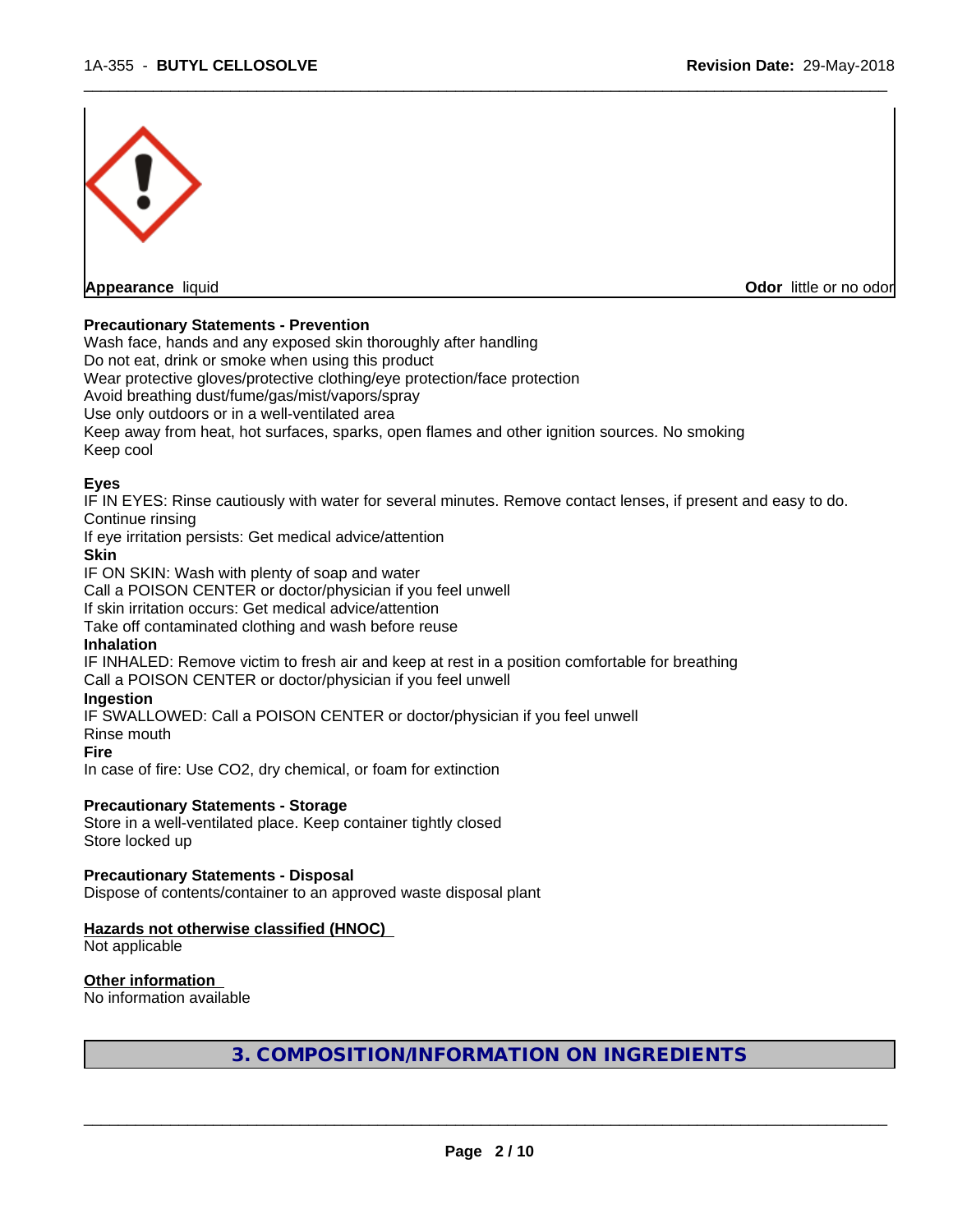**Appearance** liquid **Odor** little or no odor

**Precautionary Statements - Prevention**

Wash face, hands and any exposed skin thoroughly after handling
Do not eat, drink or smoke when using this product
Wear protective gloves/protective clothing/eye protection/face protection
Avoid breathing dust/fume/gas/mist/vapors/spray
Use only outdoors or in a well-ventilated area
Keep away from heat, hot surfaces, sparks, open flames and other ignition sources. No smoking
Keep cool

**Eyes**

IF IN EYES: Rinse cautiously with water for several minutes. Remove contact lenses, if present and easy to do. Continue rinsing
If eye irritation persists: Get medical advice/attention

**Skin**

IF ON SKIN: Wash with plenty of soap and water
Call a POISON CENTER or doctor/physician if you feel unwell
If skin irritation occurs: Get medical advice/attention
Take off contaminated clothing and wash before reuse

**Inhalation**

IF INHALED: Remove victim to fresh air and keep at rest in a position comfortable for breathing
Call a POISON CENTER or doctor/physician if you feel unwell

**Ingestion**

IF SWALLOWED: Call a POISON CENTER or doctor/physician if you feel unwell
Rinse mouth

**Fire**

In case of fire: Use $CO_2$, dry chemical, or foam for extinction

**Precautionary Statements - Storage**

Store in a well-ventilated place. Keep container tightly closed
Store locked up

**Precautionary Statements - Disposal**

Dispose of contents/container to an approved waste disposal plant

**Hazards not otherwise classified (HNOC)**

Not applicable

**Other information**

No information available

## 3. COMPOSITION/INFORMATION ON INGREDIENTS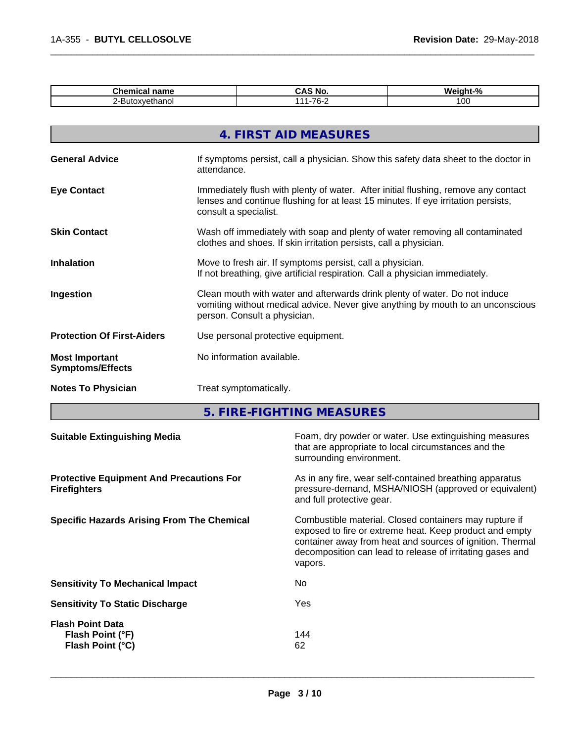| Chemical name | CAS No. | Weight-% |
| --- | --- | --- |
| 2-Butoxyethanol | 111-76-2 | 100 |

## 4. FIRST AID MEASURES

**General Advice**
If symptoms persist, call a physician. Show this safety data sheet to the doctor in attendance.

**Eye Contact**
Immediately flush with plenty of water. After initial flushing, remove any contact lenses and continue flushing for at least 15 minutes. If eye irritation persists, consult a specialist.

**Skin Contact**
Wash off immediately with soap and plenty of water removing all contaminated clothes and shoes. If skin irritation persists, call a physician.

**Inhalation**
Move to fresh air. If symptoms persist, call a physician.
If not breathing, give artificial respiration. Call a physician immediately.

**Ingestion**
Clean mouth with water and afterwards drink plenty of water. Do not induce vomiting without medical advice. Never give anything by mouth to an unconscious person. Consult a physician.

**Protection Of First-Aiders**
Use personal protective equipment.

**Most Important Symptoms/Effects**
No information available.

**Notes To Physician**
Treat symptomatically.

## 5. FIRE-FIGHTING MEASURES

**Suitable Extinguishing Media**
Foam, dry powder or water. Use extinguishing measures that are appropriate to local circumstances and the surrounding environment.

**Protective Equipment And Precautions For Firefighters**
As in any fire, wear self-contained breathing apparatus pressure-demand, MSHA/NIOSH (approved or equivalent) and full protective gear.

**Specific Hazards Arising From The Chemical**
Combustible material. Closed containers may rupture if exposed to fire or extreme heat. Keep product and empty container away from heat and sources of ignition. Thermal decomposition can lead to release of irritating gases and vapors.

**Sensitivity To Mechanical Impact**
No

**Sensitivity To Static Discharge**
Yes

**Flash Point Data**
**Flash Point (°F)** 144
**Flash Point (°C)** 62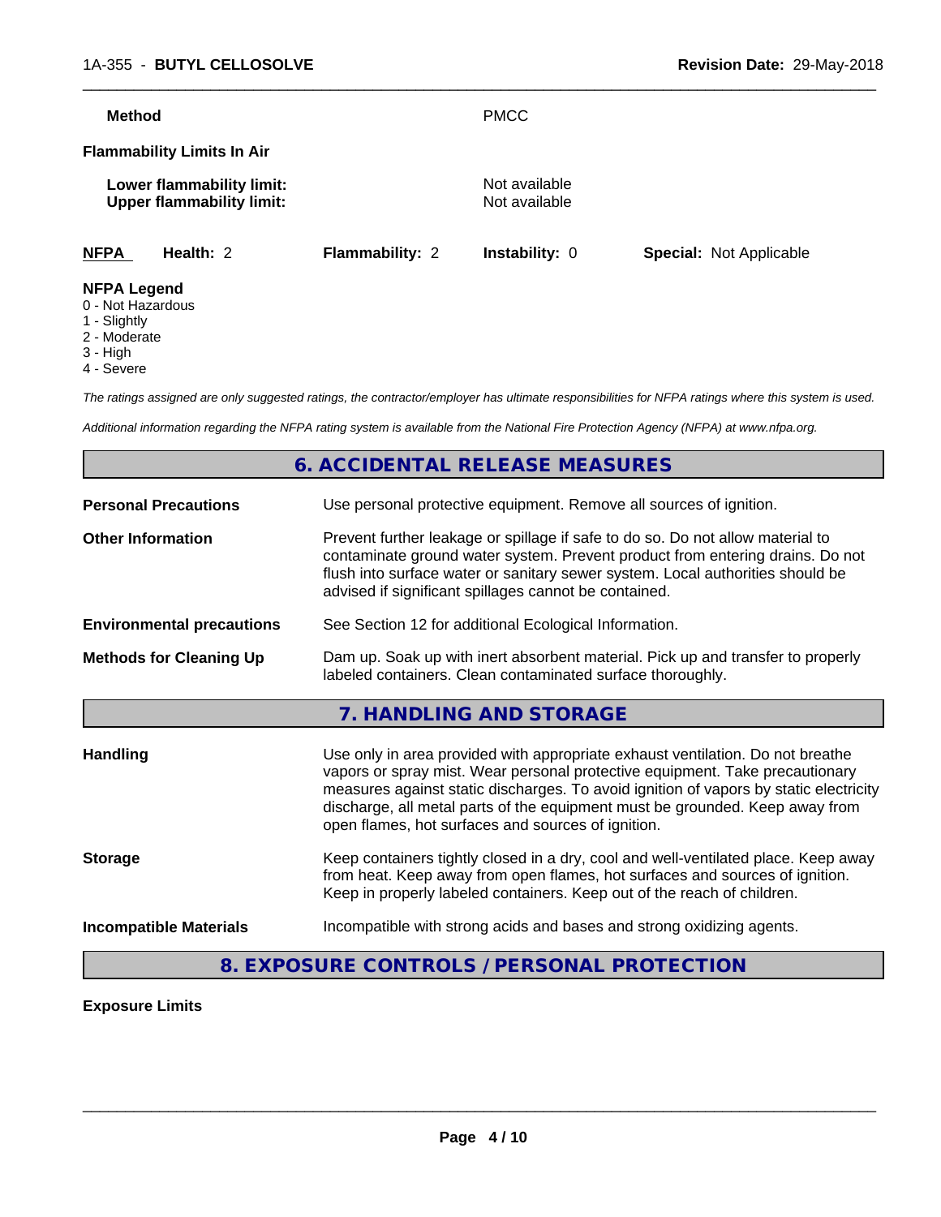| | |
|---|---|
| **Method** | PMCC |

**Flammability Limits In Air**

| | |
|---|---|
| **Lower flammability limit:** | Not available |
| **Upper flammability limit:** | Not available |

| **NFPA** | **Health:** 2 | **Flammability:** 2 | **Instability:** 0 | **Special:** Not Applicable |
|---|---|---|---|---|

**NFPA Legend**

- 0 - Not Hazardous
- 1 - Slightly
- 2 - Moderate
- 3 - High
- 4 - Severe

*The ratings assigned are only suggested ratings, the contractor/employer has ultimate responsibilities for NFPA ratings where this system is used.*

*Additional information regarding the NFPA rating system is available from the National Fire Protection Agency (NFPA) at www.nfpa.org.*

## 6. ACCIDENTAL RELEASE MEASURES

| | |
|---|---|
| **Personal Precautions** | Use personal protective equipment. Remove all sources of ignition. |
| **Other Information** | Prevent further leakage or spillage if safe to do so. Do not allow material to contaminate ground water system. Prevent product from entering drains. Do not flush into surface water or sanitary sewer system. Local authorities should be advised if significant spillages cannot be contained. |
| **Environmental precautions** | See Section 12 for additional Ecological Information. |
| **Methods for Cleaning Up** | Dam up. Soak up with inert absorbent material. Pick up and transfer to properly labeled containers. Clean contaminated surface thoroughly. |

## 7. HANDLING AND STORAGE

| | |
|---|---|
| **Handling** | Use only in area provided with appropriate exhaust ventilation. Do not breathe vapors or spray mist. Wear personal protective equipment. Take precautionary measures against static discharges. To avoid ignition of vapors by static electricity discharge, all metal parts of the equipment must be grounded. Keep away from open flames, hot surfaces and sources of ignition. |
| **Storage** | Keep containers tightly closed in a dry, cool and well-ventilated place. Keep away from heat. Keep away from open flames, hot surfaces and sources of ignition. Keep in properly labeled containers. Keep out of the reach of children. |
| **Incompatible Materials** | Incompatible with strong acids and bases and strong oxidizing agents. |

## 8. EXPOSURE CONTROLS / PERSONAL PROTECTION

**Exposure Limits**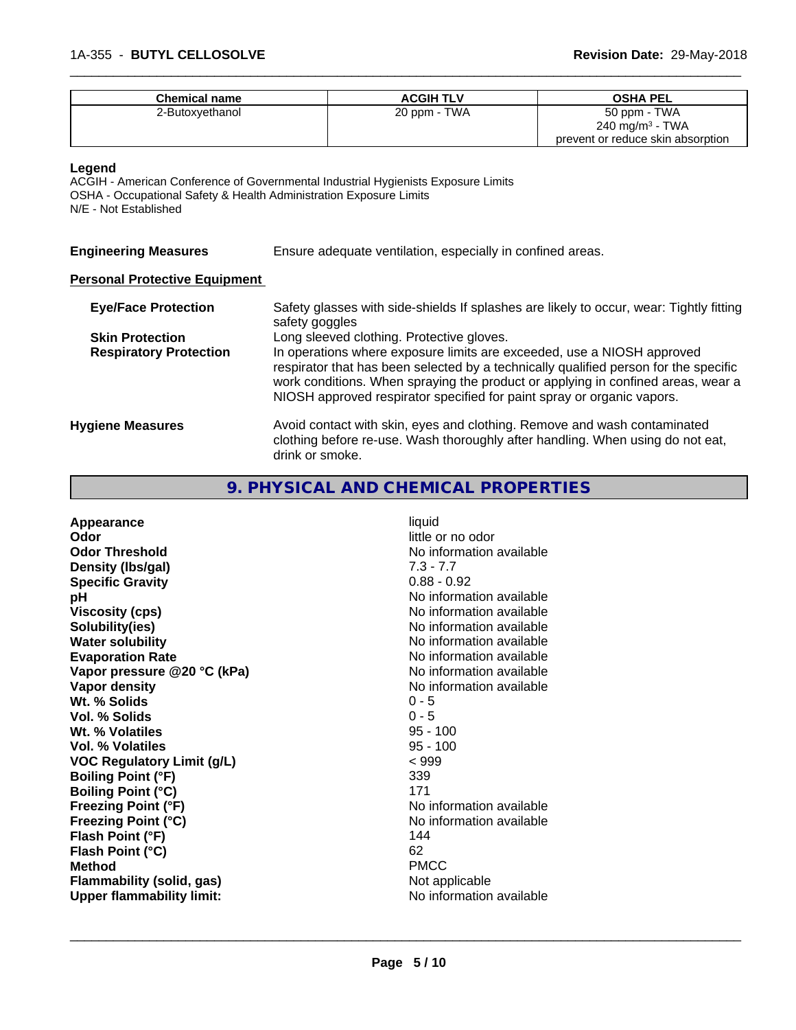| Chemical name | ACGIH TLV | OSHA PEL |
| --- | --- | --- |
| 2-Butoxyethanol | 20 ppm - TWA | 50 ppm - TWA<br>240 mg/m$^3$ - TWA<br>prevent or reduce skin absorption |

**Legend**
ACGIH - American Conference of Governmental Industrial Hygienists Exposure Limits
OSHA - Occupational Safety & Health Administration Exposure Limits
N/E - Not Established

**Engineering Measures** Ensure adequate ventilation, especially in confined areas.

**Personal Protective Equipment**

**Eye/Face Protection** Safety glasses with side-shields If splashes are likely to occur, wear: Tightly fitting safety goggles

**Skin Protection** Long sleeved clothing. Protective gloves.

**Respiratory Protection** In operations where exposure limits are exceeded, use a NIOSH approved respirator that has been selected by a technically qualified person for the specific work conditions. When spraying the product or applying in confined areas, wear a NIOSH approved respirator specified for paint spray or organic vapors.

**Hygiene Measures** Avoid contact with skin, eyes and clothing. Remove and wash contaminated clothing before re-use. Wash thoroughly after handling. When using do not eat, drink or smoke.

## 9. PHYSICAL AND CHEMICAL PROPERTIES

| | |
| --- | --- |
| **Appearance** | liquid |
| **Odor** | little or no odor |
| **Odor Threshold** | No information available |
| **Density (lbs/gal)** | 7.3 - 7.7 |
| **Specific Gravity** | 0.88 - 0.92 |
| **pH** | No information available |
| **Viscosity (cps)** | No information available |
| **Solubility(ies)** | No information available |
| **Water solubility** | No information available |
| **Evaporation Rate** | No information available |
| **Vapor pressure @20 °C (kPa)** | No information available |
| **Vapor density** | No information available |
| **Wt. % Solids** | 0 - 5 |
| **Vol. % Solids** | 0 - 5 |
| **Wt. % Volatiles** | 95 - 100 |
| **Vol. % Volatiles** | 95 - 100 |
| **VOC Regulatory Limit (g/L)** | < 999 |
| **Boiling Point (°F)** | 339 |
| **Boiling Point (°C)** | 171 |
| **Freezing Point (°F)** | No information available |
| **Freezing Point (°C)** | No information available |
| **Flash Point (°F)** | 144 |
| **Flash Point (°C)** | 62 |
| **Method** | PMCC |
| **Flammability (solid, gas)** | Not applicable |
| **Upper flammability limit:** | No information available |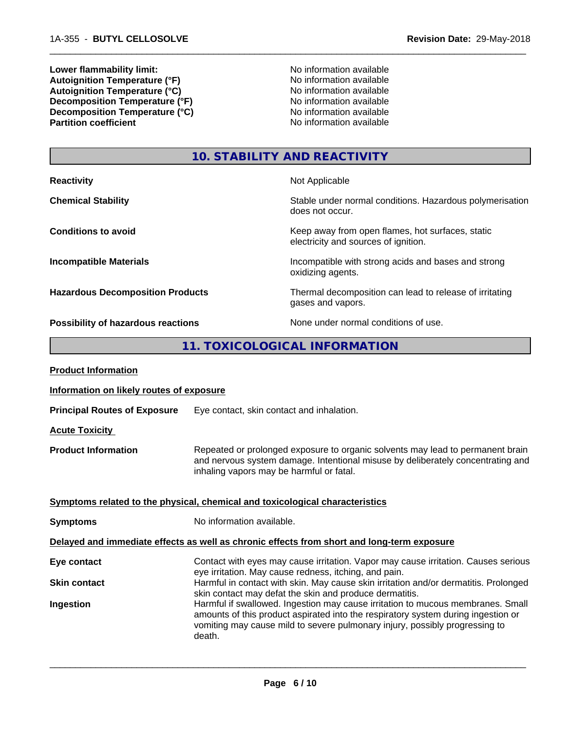| | |
|---|---|
| **Lower flammability limit:** | No information available |
| **Autoignition Temperature (°F)** | No information available |
| **Autoignition Temperature (°C)** | No information available |
| **Decomposition Temperature (°F)** | No information available |
| **Decomposition Temperature (°C)** | No information available |
| **Partition coefficient** | No information available |

## 10. STABILITY AND REACTIVITY

| | |
|---|---|
| **Reactivity** | Not Applicable |
| **Chemical Stability** | Stable under normal conditions. Hazardous polymerisation does not occur. |
| **Conditions to avoid** | Keep away from open flames, hot surfaces, static electricity and sources of ignition. |
| **Incompatible Materials** | Incompatible with strong acids and bases and strong oxidizing agents. |
| **Hazardous Decomposition Products** | Thermal decomposition can lead to release of irritating gases and vapors. |
| **Possibility of hazardous reactions** | None under normal conditions of use. |

## 11. TOXICOLOGICAL INFORMATION

**Product Information**

**Information on likely routes of exposure**

**Principal Routes of Exposure** Eye contact, skin contact and inhalation.

**Acute Toxicity**

**Product Information** Repeated or prolonged exposure to organic solvents may lead to permanent brain and nervous system damage. Intentional misuse by deliberately concentrating and inhaling vapors may be harmful or fatal.

**Symptoms related to the physical, chemical and toxicological characteristics**

**Symptoms** No information available.

**Delayed and immediate effects as well as chronic effects from short and long-term exposure**

| | |
|---|---|
| **Eye contact** | Contact with eyes may cause irritation. Vapor may cause irritation. Causes serious eye irritation. May cause redness, itching, and pain. |
| **Skin contact** | Harmful in contact with skin. May cause skin irritation and/or dermatitis. Prolonged skin contact may defat the skin and produce dermatitis. |
| **Ingestion** | Harmful if swallowed. Ingestion may cause irritation to mucous membranes. Small amounts of this product aspirated into the respiratory system during ingestion or vomiting may cause mild to severe pulmonary injury, possibly progressing to death. |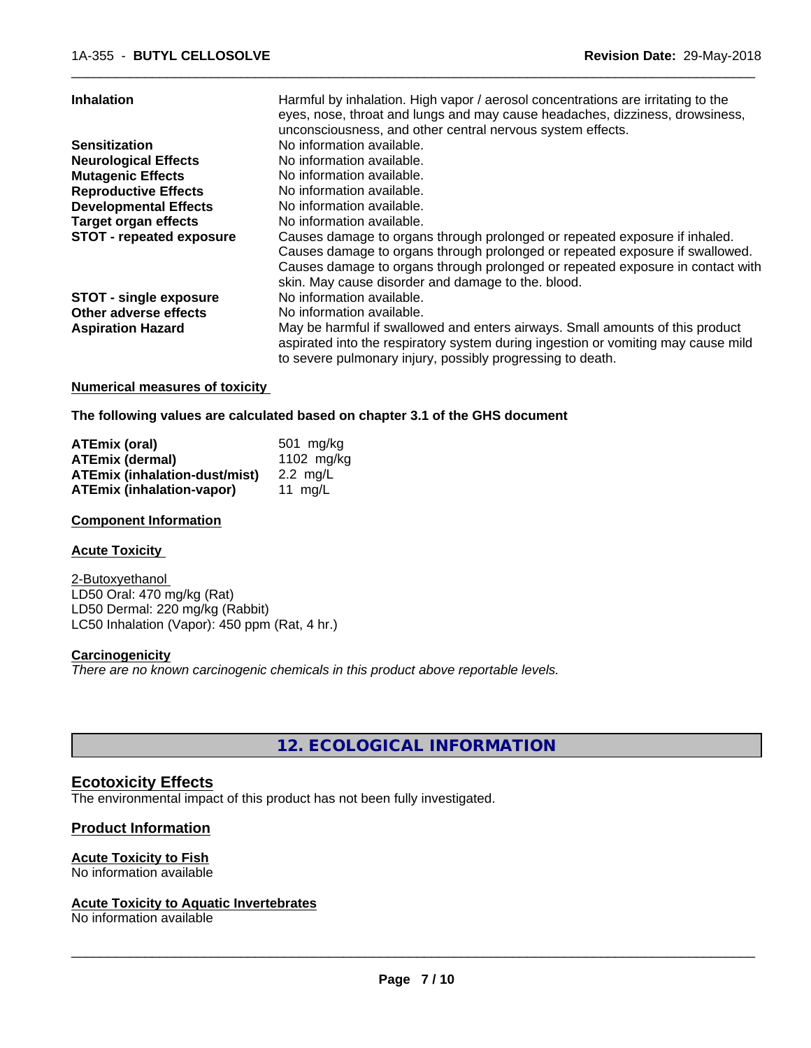| | |
|---|---|
| **Inhalation** | Harmful by inhalation. High vapor / aerosol concentrations are irritating to the eyes, nose, throat and lungs and may cause headaches, dizziness, drowsiness, unconsciousness, and other central nervous system effects. |
| **Sensitization** | No information available. |
| **Neurological Effects** | No information available. |
| **Mutagenic Effects** | No information available. |
| **Reproductive Effects** | No information available. |
| **Developmental Effects** | No information available. |
| **Target organ effects** | No information available. |
| **STOT - repeated exposure** | Causes damage to organs through prolonged or repeated exposure if inhaled. Causes damage to organs through prolonged or repeated exposure if swallowed. Causes damage to organs through prolonged or repeated exposure in contact with skin. May cause disorder and damage to the. blood. |
| **STOT - single exposure** | No information available. |
| **Other adverse effects** | No information available. |
| **Aspiration Hazard** | May be harmful if swallowed and enters airways. Small amounts of this product aspirated into the respiratory system during ingestion or vomiting may cause mild to severe pulmonary injury, possibly progressing to death. |

**Numerical measures of toxicity**

**The following values are calculated based on chapter 3.1 of the GHS document**

| | |
|---|---|
| **ATEmix (oral)** | 501 mg/kg |
| **ATEmix (dermal)** | 1102 mg/kg |
| **ATEmix (inhalation-dust/mist)** | 2.2 mg/L |
| **ATEmix (inhalation-vapor)** | 11 mg/L |

**Component Information**

**Acute Toxicity**

2-Butoxyethanol
LD50 Oral: 470 mg/kg (Rat)
LD50 Dermal: 220 mg/kg (Rabbit)
LC50 Inhalation (Vapor): 450 ppm (Rat, 4 hr.)

**Carcinogenicity**
*There are no known carcinogenic chemicals in this product above reportable levels.*

## 12. ECOLOGICAL INFORMATION

### Ecotoxicity Effects
The environmental impact of this product has not been fully investigated.

### Product Information

**Acute Toxicity to Fish**
No information available

**Acute Toxicity to Aquatic Invertebrates**
No information available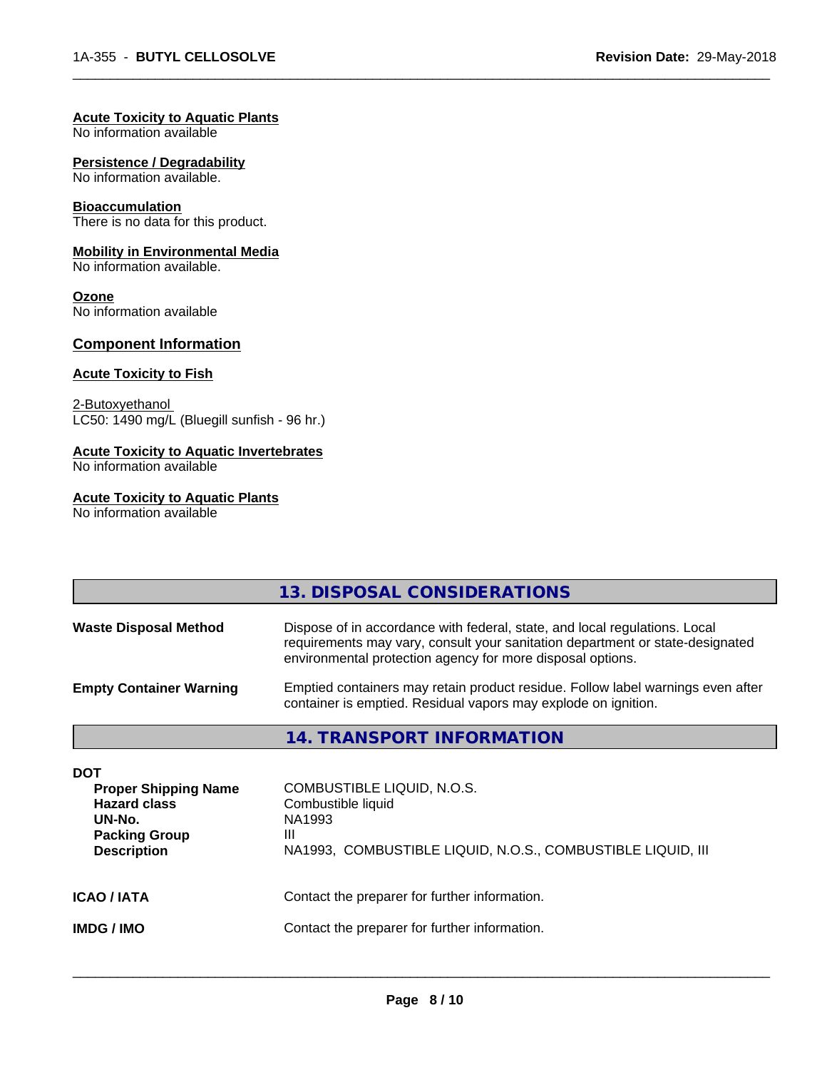**Acute Toxicity to Aquatic Plants**
No information available

**Persistence / Degradability**
No information available.

**Bioaccumulation**
There is no data for this product.

**Mobility in Environmental Media**
No information available.

**Ozone**
No information available

## Component Information

**Acute Toxicity to Fish**

2-Butoxyethanol
LC50: 1490 mg/L (Bluegill sunfish - 96 hr.)

**Acute Toxicity to Aquatic Invertebrates**
No information available

**Acute Toxicity to Aquatic Plants**
No information available

## 13. DISPOSAL CONSIDERATIONS

**Waste Disposal Method** Dispose of in accordance with federal, state, and local regulations. Local requirements may vary, consult your sanitation department or state-designated environmental protection agency for more disposal options.

**Empty Container Warning** Emptied containers may retain product residue. Follow label warnings even after container is emptied. Residual vapors may explode on ignition.

## 14. TRANSPORT INFORMATION

**DOT**

| | |
|---|---|
| **Proper Shipping Name** | COMBUSTIBLE LIQUID, N.O.S. |
| **Hazard class** | Combustible liquid |
| **UN-No.** | NA1993 |
| **Packing Group** | III |
| **Description** | NA1993, COMBUSTIBLE LIQUID, N.O.S., COMBUSTIBLE LIQUID, III |

**ICAO / IATA** Contact the preparer for further information.

**IMDG / IMO** Contact the preparer for further information.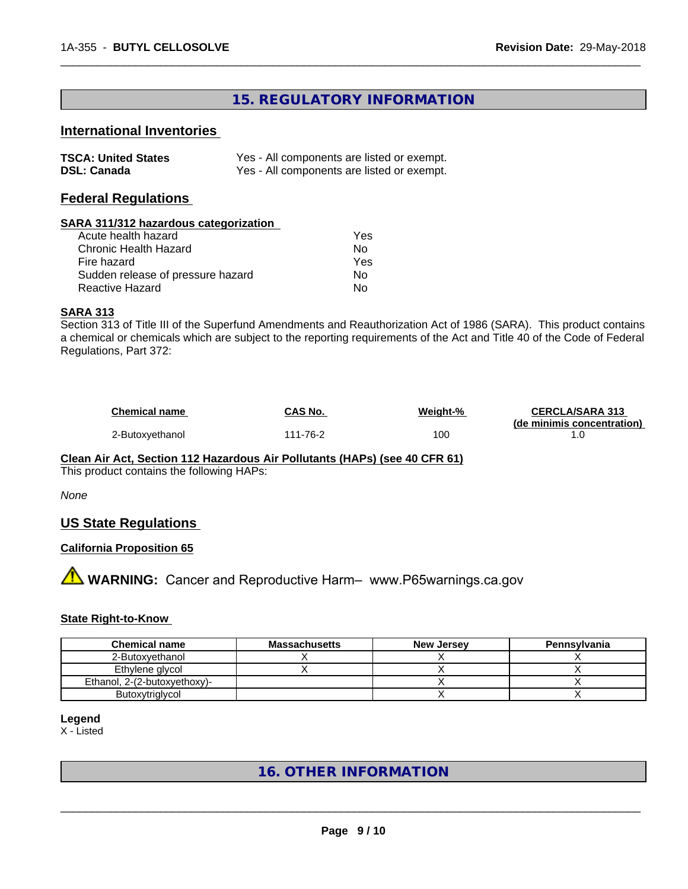# 15. REGULATORY INFORMATION

## International Inventories

| | |
|---|---|
| **TSCA: United States** | Yes - All components are listed or exempt. |
| **DSL: Canada** | Yes - All components are listed or exempt. |

## Federal Regulations

### SARA 311/312 hazardous categorization

| | |
|---|---|
| Acute health hazard | Yes |
| Chronic Health Hazard | No |
| Fire hazard | Yes |
| Sudden release of pressure hazard | No |
| Reactive Hazard | No |

### SARA 313

Section 313 of Title III of the Superfund Amendments and Reauthorization Act of 1986 (SARA). This product contains a chemical or chemicals which are subject to the reporting requirements of the Act and Title 40 of the Code of Federal Regulations, Part 372:

| Chemical name | CAS No. | Weight-% | CERCLA/SARA 313 (de minimis concentration) |
|---|---|---|---|
| 2-Butoxyethanol | 111-76-2 | 100 | 1.0 |

### Clean Air Act, Section 112 Hazardous Air Pollutants (HAPs) (see 40 CFR 61)

This product contains the following HAPs:

*None*

## US State Regulations

### California Proposition 65

⚠ **WARNING:** Cancer and Reproductive Harm– www.P65warnings.ca.gov

### State Right-to-Know

| Chemical name | Massachusetts | New Jersey | Pennsylvania |
|---|---|---|---|
| 2-Butoxyethanol | X | X | X |
| Ethylene glycol | X | X | X |
| Ethanol, 2-(2-butoxyethoxy)- | | X | X |
| Butoxytriglycol | | X | X |

**Legend**

X - Listed

# 16. OTHER INFORMATION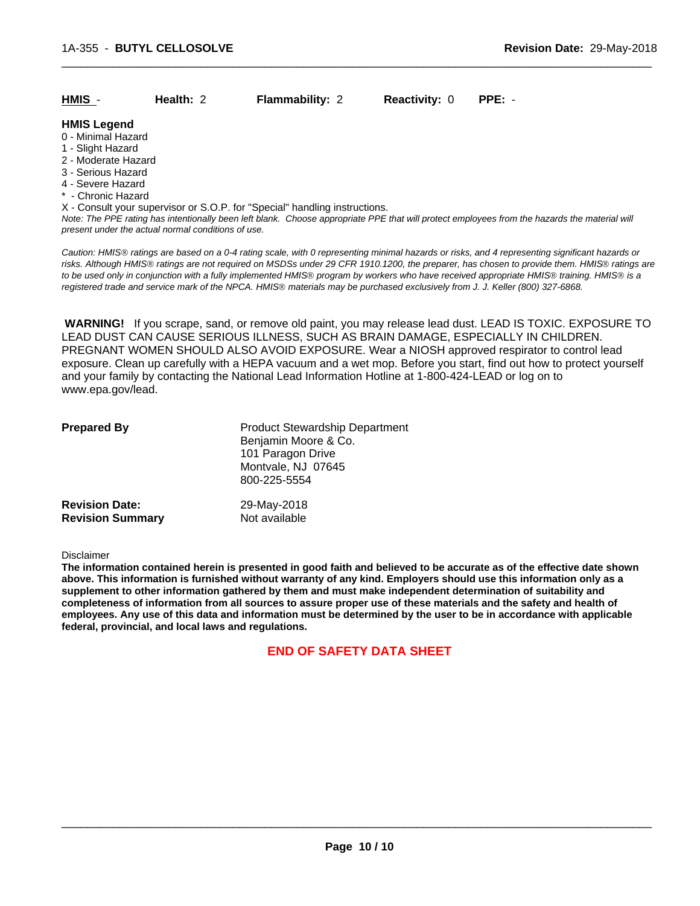| **HMIS** - | **Health:** 2 | **Flammability:** 2 | **Reactivity:** 0 | **PPE:** - |
|---|---|---|---|---|

**HMIS Legend**

0 - Minimal Hazard
1 - Slight Hazard
2 - Moderate Hazard
3 - Serious Hazard
4 - Severe Hazard
* - Chronic Hazard
X - Consult your supervisor or S.O.P. for "Special" handling instructions.

*Note: The PPE rating has intentionally been left blank. Choose appropriate PPE that will protect employees from the hazards the material will present under the actual normal conditions of use.*

*Caution: HMIS® ratings are based on a 0-4 rating scale, with 0 representing minimal hazards or risks, and 4 representing significant hazards or risks. Although HMIS® ratings are not required on MSDSs under 29 CFR 1910.1200, the preparer, has chosen to provide them. HMIS® ratings are to be used only in conjunction with a fully implemented HMIS® program by workers who have received appropriate HMIS® training. HMIS® is a registered trade and service mark of the NPCA. HMIS® materials may be purchased exclusively from J. J. Keller (800) 327-6868.*

**WARNING!** If you scrape, sand, or remove old paint, you may release lead dust. LEAD IS TOXIC. EXPOSURE TO LEAD DUST CAN CAUSE SERIOUS ILLNESS, SUCH AS BRAIN DAMAGE, ESPECIALLY IN CHILDREN. PREGNANT WOMEN SHOULD ALSO AVOID EXPOSURE. Wear a NIOSH approved respirator to control lead exposure. Clean up carefully with a HEPA vacuum and a wet mop. Before you start, find out how to protect yourself and your family by contacting the National Lead Information Hotline at 1-800-424-LEAD or log on to www.epa.gov/lead.

**Prepared By**

Product Stewardship Department
Benjamin Moore & Co.
101 Paragon Drive
Montvale, NJ 07645
800-225-5554

**Revision Date:** 29-May-2018
**Revision Summary** Not available

Disclaimer

**The information contained herein is presented in good faith and believed to be accurate as of the effective date shown above. This information is furnished without warranty of any kind. Employers should use this information only as a supplement to other information gathered by them and must make independent determination of suitability and completeness of information from all sources to assure proper use of these materials and the safety and health of employees. Any use of this data and information must be determined by the user to be in accordance with applicable federal, provincial, and local laws and regulations.**

**END OF SAFETY DATA SHEET**